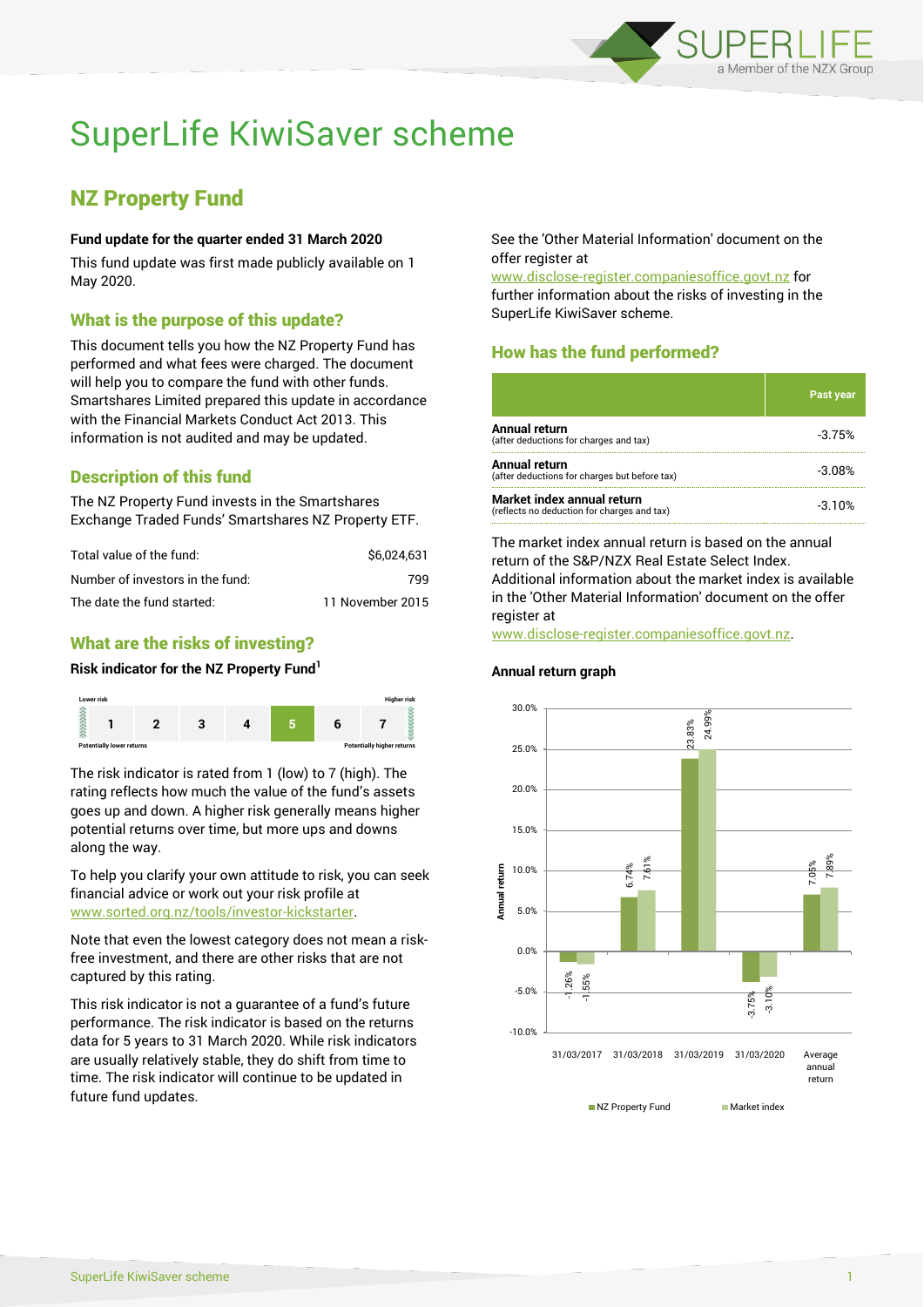# SuperLife KiwiSaver scheme

## NZ Property Fund

**Fund update for the quarter ended 31 March 2020**

This fund update was first made publicly available on 1 May 2020.

### What is the purpose of this update?

This document tells you how the NZ Property Fund has performed and what fees were charged. The document will help you to compare the fund with other funds. Smartshares Limited prepared this update in accordance with the Financial Markets Conduct Act 2013. This information is not audited and may be updated.

### Description of this fund

The NZ Property Fund invests in the Smartshares Exchange Traded Funds' Smartshares NZ Property ETF.

| | |
|---|---|
| Total value of the fund: | $6,024,631 |
| Number of investors in the fund: | 799 |
| The date the fund started: | 11 November 2015 |

### What are the risks of investing?

**Risk indicator for the NZ Property Fund[1]**

| Lower risk | | | | | | Higher risk |
|---|---|---|---|---|---|---|
| 1 | 2 | 3 | 4 | **5** | 6 | 7 |
| Potentially lower returns | | | | | | Potentially higher returns |

The risk indicator is rated from 1 (low) to 7 (high). The rating reflects how much the value of the fund's assets goes up and down. A higher risk generally means higher potential returns over time, but more ups and downs along the way.

To help you clarify your own attitude to risk, you can seek financial advice or work out your risk profile at www.sorted.org.nz/tools/investor-kickstarter.

Note that even the lowest category does not mean a risk-free investment, and there are other risks that are not captured by this rating.

This risk indicator is not a guarantee of a fund's future performance. The risk indicator is based on the returns data for 5 years to 31 March 2020. While risk indicators are usually relatively stable, they do shift from time to time. The risk indicator will continue to be updated in future fund updates.

See the 'Other Material Information' document on the offer register at www.disclose-register.companiesoffice.govt.nz for further information about the risks of investing in the SuperLife KiwiSaver scheme.

### How has the fund performed?

| | Past year |
|---|---|
| **Annual return** (after deductions for charges and tax) | -3.75% |
| **Annual return** (after deductions for charges but before tax) | -3.08% |
| **Market index annual return** (reflects no deduction for charges and tax) | -3.10% |

The market index annual return is based on the annual return of the S&P/NZX Real Estate Select Index. Additional information about the market index is available in the 'Other Material Information' document on the offer register at www.disclose-register.companiesoffice.govt.nz.

**Annual return graph**

| | NZ Property Fund | Market index |
|---|---|---|
| 31/03/2017 | -1.26% | -1.55% |
| 31/03/2018 | 6.74% | 7.61% |
| 31/03/2019 | 23.83% | 24.99% |
| 31/03/2020 | -3.75% | -3.10% |
| Average annual return | 7.05% | 7.89% |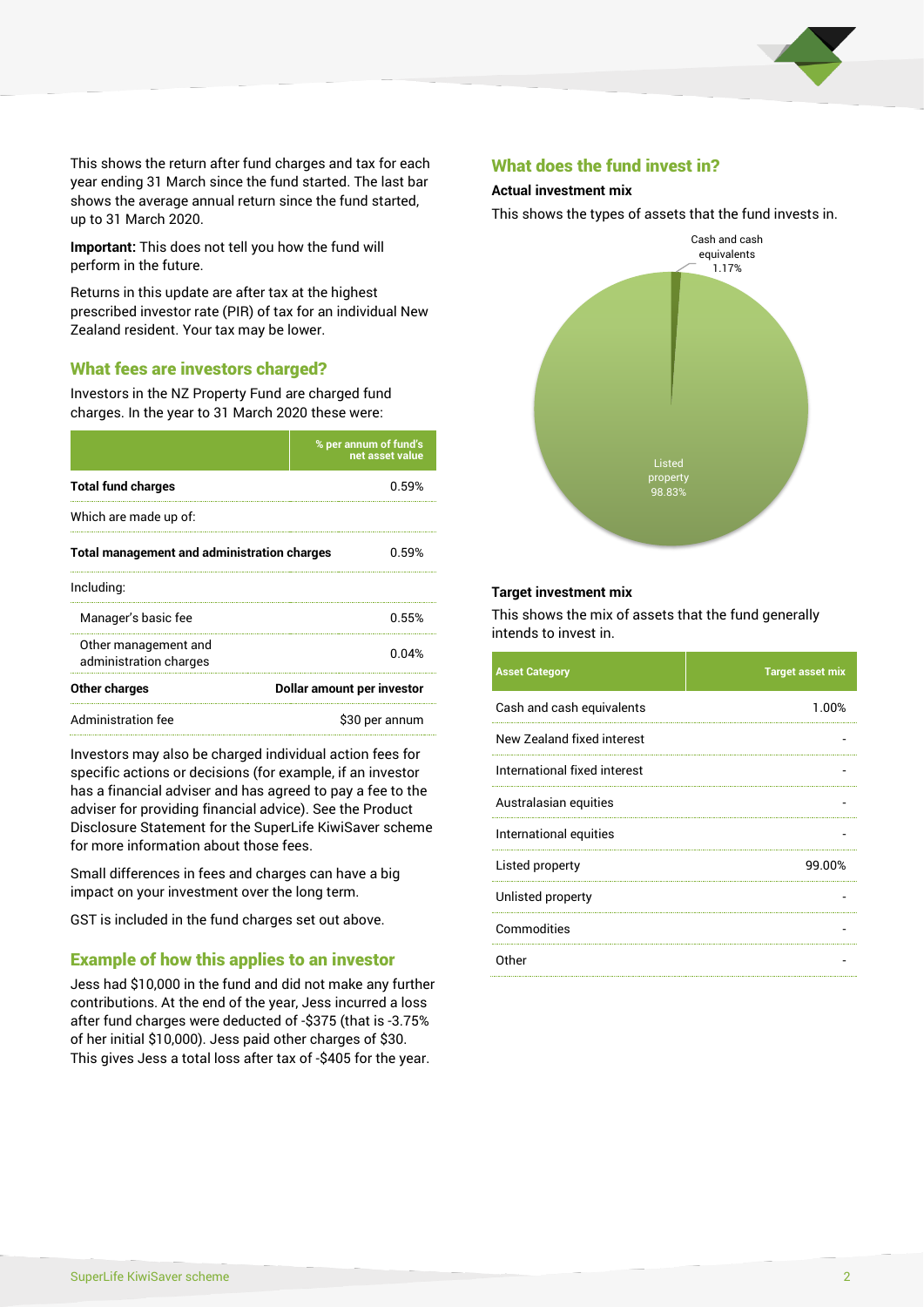This shows the return after fund charges and tax for each year ending 31 March since the fund started. The last bar shows the average annual return since the fund started, up to 31 March 2020.

**Important:** This does not tell you how the fund will perform in the future.

Returns in this update are after tax at the highest prescribed investor rate (PIR) of tax for an individual New Zealand resident. Your tax may be lower.

## What fees are investors charged?

Investors in the NZ Property Fund are charged fund charges. In the year to 31 March 2020 these were:

| | % per annum of fund's net asset value |
|---|---|
| **Total fund charges** | 0.59% |
| Which are made up of: | |
| **Total management and administration charges** | 0.59% |
| Including: | |
| Manager's basic fee | 0.55% |
| Other management and administration charges | 0.04% |
| **Other charges** | **Dollar amount per investor** |
| Administration fee | $30 per annum |

Investors may also be charged individual action fees for specific actions or decisions (for example, if an investor has a financial adviser and has agreed to pay a fee to the adviser for providing financial advice). See the Product Disclosure Statement for the SuperLife KiwiSaver scheme for more information about those fees.

Small differences in fees and charges can have a big impact on your investment over the long term.

GST is included in the fund charges set out above.

## Example of how this applies to an investor

Jess had $10,000 in the fund and did not make any further contributions. At the end of the year, Jess incurred a loss after fund charges were deducted of -$375 (that is -3.75% of her initial $10,000). Jess paid other charges of $30. This gives Jess a total loss after tax of -$405 for the year.

## What does the fund invest in?

### Actual investment mix

This shows the types of assets that the fund invests in.

Cash and cash equivalents 1.17%

Listed property 98.83%

### Target investment mix

This shows the mix of assets that the fund generally intends to invest in.

| Asset Category | Target asset mix |
|---|---|
| Cash and cash equivalents | 1.00% |
| New Zealand fixed interest | - |
| International fixed interest | - |
| Australasian equities | - |
| International equities | - |
| Listed property | 99.00% |
| Unlisted property | - |
| Commodities | - |
| Other | - |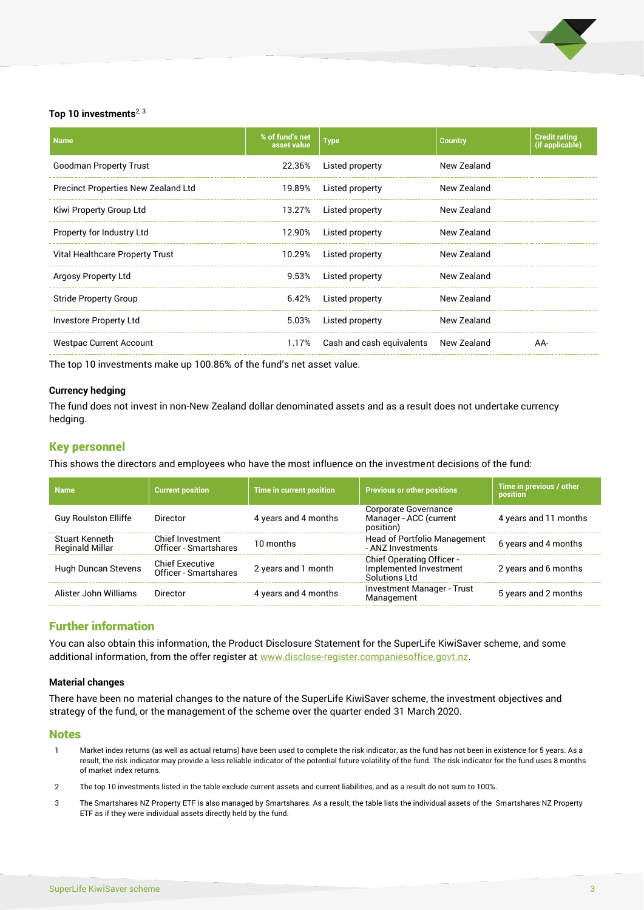### Top 10 investments[2, 3]

| Name | % of fund's net asset value | Type | Country | Credit rating (if applicable) |
|---|---|---|---|---|
| Goodman Property Trust | 22.36% | Listed property | New Zealand | |
| Precinct Properties New Zealand Ltd | 19.89% | Listed property | New Zealand | |
| Kiwi Property Group Ltd | 13.27% | Listed property | New Zealand | |
| Property for Industry Ltd | 12.90% | Listed property | New Zealand | |
| Vital Healthcare Property Trust | 10.29% | Listed property | New Zealand | |
| Argosy Property Ltd | 9.53% | Listed property | New Zealand | |
| Stride Property Group | 6.42% | Listed property | New Zealand | |
| Investore Property Ltd | 5.03% | Listed property | New Zealand | |
| Westpac Current Account | 1.17% | Cash and cash equivalents | New Zealand | AA- |

The top 10 investments make up 100.86% of the fund's net asset value.

#### Currency hedging

The fund does not invest in non-New Zealand dollar denominated assets and as a result does not undertake currency hedging.

## Key personnel

This shows the directors and employees who have the most influence on the investment decisions of the fund:

| Name | Current position | Time in current position | Previous or other positions | Time in previous / other position |
|---|---|---|---|---|
| Guy Roulston Elliffe | Director | 4 years and 4 months | Corporate Governance Manager - ACC (current position) | 4 years and 11 months |
| Stuart Kenneth Reginald Millar | Chief Investment Officer - Smartshares | 10 months | Head of Portfolio Management - ANZ Investments | 6 years and 4 months |
| Hugh Duncan Stevens | Chief Executive Officer - Smartshares | 2 years and 1 month | Chief Operating Officer - Implemented Investment Solutions Ltd | 2 years and 6 months |
| Alister John Williams | Director | 4 years and 4 months | Investment Manager - Trust Management | 5 years and 2 months |

## Further information

You can also obtain this information, the Product Disclosure Statement for the SuperLife KiwiSaver scheme, and some additional information, from the offer register at www.disclose-register.companiesoffice.govt.nz.

#### Material changes

There have been no material changes to the nature of the SuperLife KiwiSaver scheme, the investment objectives and strategy of the fund, or the management of the scheme over the quarter ended 31 March 2020.

## Notes

1. Market index returns (as well as actual returns) have been used to complete the risk indicator, as the fund has not been in existence for 5 years. As a result, the risk indicator may provide a less reliable indicator of the potential future volatility of the fund. The risk indicator for the fund uses 8 months of market index returns.
2. The top 10 investments listed in the table exclude current assets and current liabilities, and as a result do not sum to 100%.
3. The Smartshares NZ Property ETF is also managed by Smartshares. As a result, the table lists the individual assets of the Smartshares NZ Property ETF as if they were individual assets directly held by the fund.